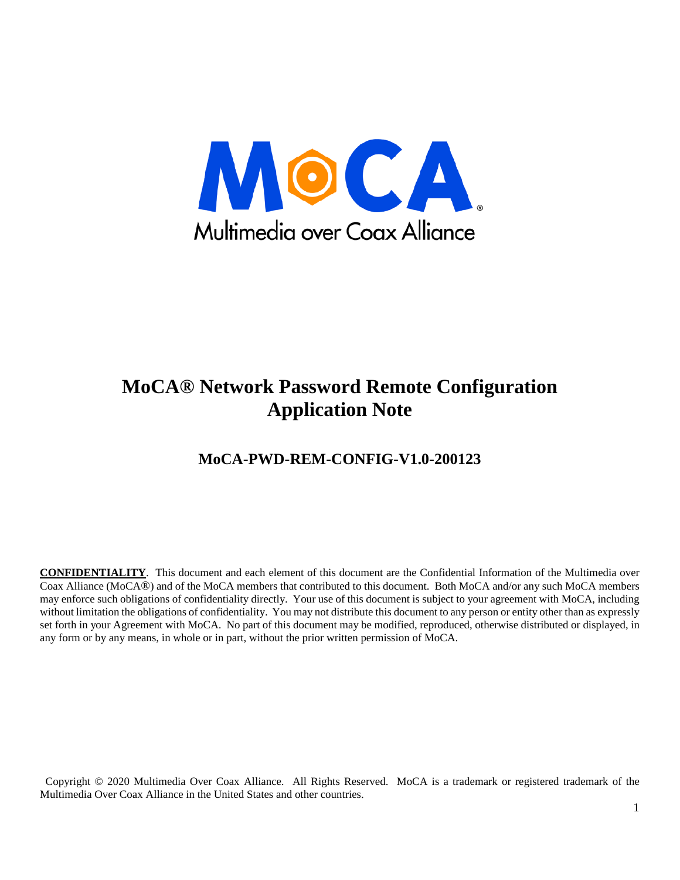# MoCA® Network Password Remote Configuration Application Note

## MoCA-PWD-REM-CONFIG-V1.0-200123

**CONFIDENTIALITY**. This document and each element of this document are the Confidential Information of the Multimedia over Coax Alliance (MoCA®) and of the MoCA members that contributed to this document. Both MoCA and/or any such MoCA members may enforce such obligations of confidentiality directly. Your use of this document is subject to your agreement with MoCA, including without limitation the obligations of confidentiality. You may not distribute this document to any person or entity other than as expressly set forth in your Agreement with MoCA. No part of this document may be modified, reproduced, otherwise distributed or displayed, in any form or by any means, in whole or in part, without the prior written permission of MoCA.

Copyright © 2020 Multimedia Over Coax Alliance. All Rights Reserved. MoCA is a trademark or registered trademark of the Multimedia Over Coax Alliance in the United States and other countries.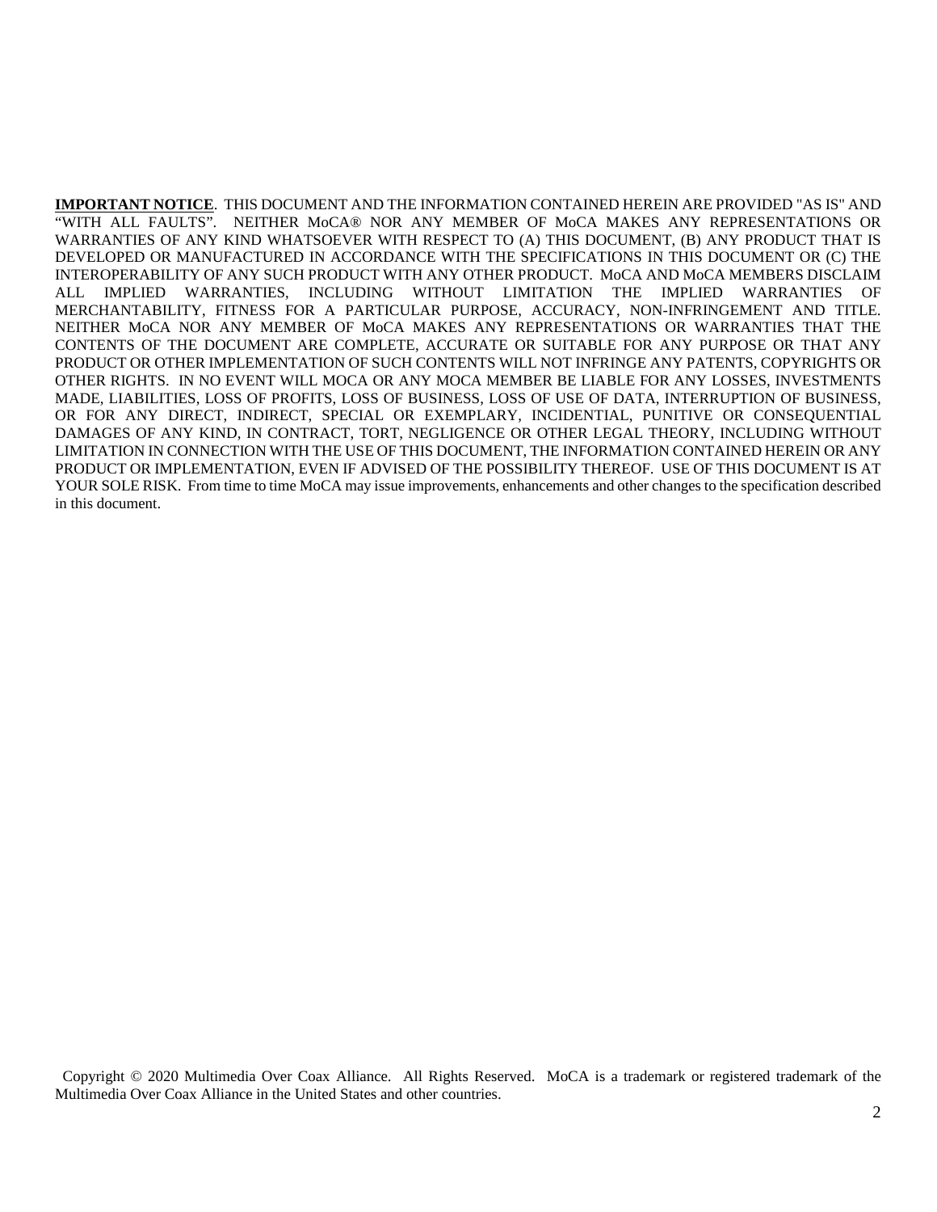**IMPORTANT NOTICE**. THIS DOCUMENT AND THE INFORMATION CONTAINED HEREIN ARE PROVIDED "AS IS" AND "WITH ALL FAULTS". NEITHER MoCA® NOR ANY MEMBER OF MoCA MAKES ANY REPRESENTATIONS OR WARRANTIES OF ANY KIND WHATSOEVER WITH RESPECT TO (A) THIS DOCUMENT, (B) ANY PRODUCT THAT IS DEVELOPED OR MANUFACTURED IN ACCORDANCE WITH THE SPECIFICATIONS IN THIS DOCUMENT OR (C) THE INTEROPERABILITY OF ANY SUCH PRODUCT WITH ANY OTHER PRODUCT. MoCA AND MoCA MEMBERS DISCLAIM ALL IMPLIED WARRANTIES, INCLUDING WITHOUT LIMITATION THE IMPLIED WARRANTIES OF MERCHANTABILITY, FITNESS FOR A PARTICULAR PURPOSE, ACCURACY, NON-INFRINGEMENT AND TITLE. NEITHER MoCA NOR ANY MEMBER OF MoCA MAKES ANY REPRESENTATIONS OR WARRANTIES THAT THE CONTENTS OF THE DOCUMENT ARE COMPLETE, ACCURATE OR SUITABLE FOR ANY PURPOSE OR THAT ANY PRODUCT OR OTHER IMPLEMENTATION OF SUCH CONTENTS WILL NOT INFRINGE ANY PATENTS, COPYRIGHTS OR OTHER RIGHTS. IN NO EVENT WILL MOCA OR ANY MOCA MEMBER BE LIABLE FOR ANY LOSSES, INVESTMENTS MADE, LIABILITIES, LOSS OF PROFITS, LOSS OF BUSINESS, LOSS OF USE OF DATA, INTERRUPTION OF BUSINESS, OR FOR ANY DIRECT, INDIRECT, SPECIAL OR EXEMPLARY, INCIDENTIAL, PUNITIVE OR CONSEQUENTIAL DAMAGES OF ANY KIND, IN CONTRACT, TORT, NEGLIGENCE OR OTHER LEGAL THEORY, INCLUDING WITHOUT LIMITATION IN CONNECTION WITH THE USE OF THIS DOCUMENT, THE INFORMATION CONTAINED HEREIN OR ANY PRODUCT OR IMPLEMENTATION, EVEN IF ADVISED OF THE POSSIBILITY THEREOF. USE OF THIS DOCUMENT IS AT YOUR SOLE RISK. From time to time MoCA may issue improvements, enhancements and other changes to the specification described in this document.

Copyright © 2020 Multimedia Over Coax Alliance. All Rights Reserved. MoCA is a trademark or registered trademark of the Multimedia Over Coax Alliance in the United States and other countries.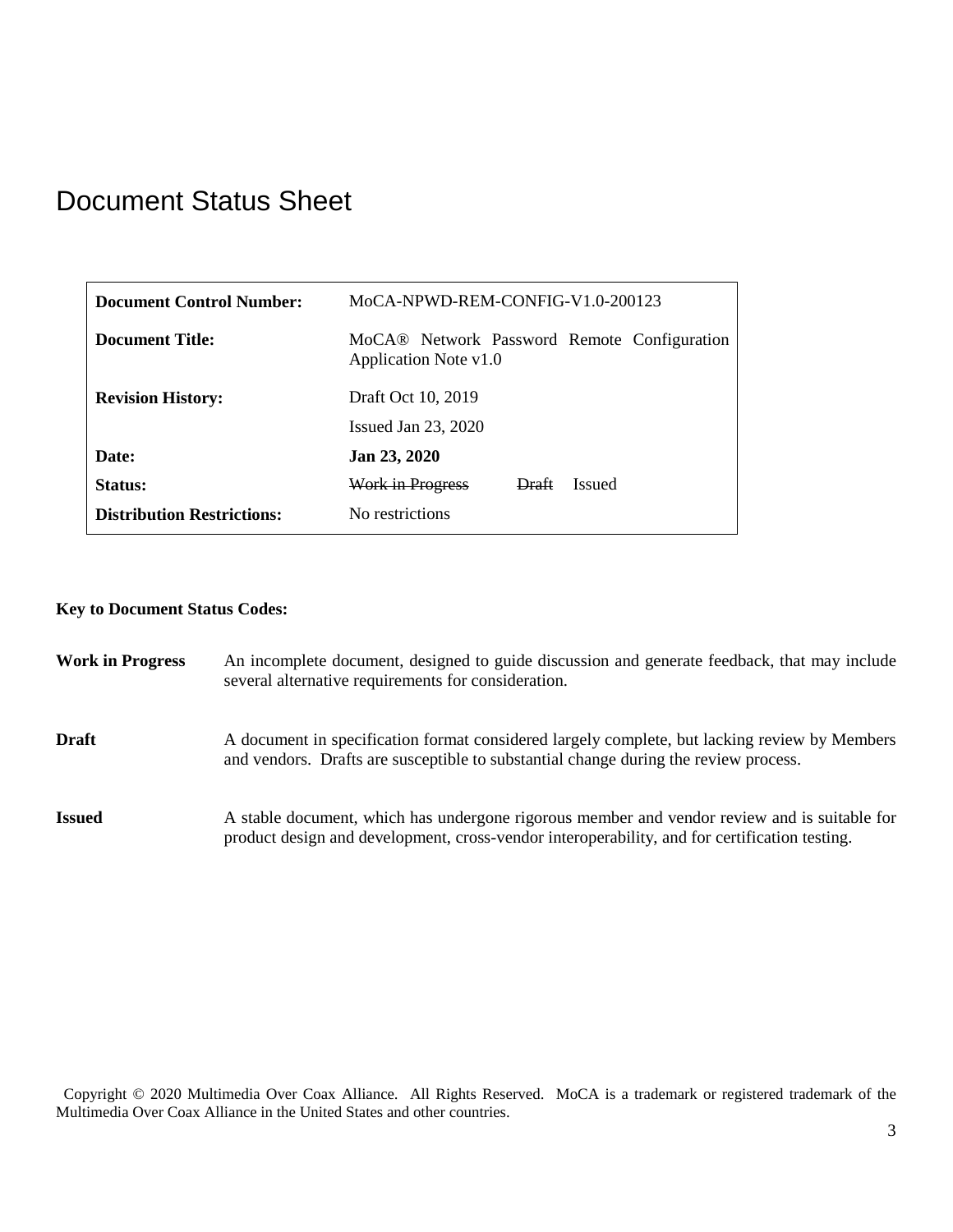# Document Status Sheet

| | |
|---|---|
| **Document Control Number:** | MoCA-NPWD-REM-CONFIG-V1.0-200123 |
| **Document Title:** | MoCA® Network Password Remote Configuration Application Note v1.0 |
| **Revision History:** | Draft Oct 10, 2019 |
| | Issued Jan 23, 2020 |
| **Date:** | **Jan 23, 2020** |
| **Status:** | ~~Work in Progress~~ ~~Draft~~ Issued |
| **Distribution Restrictions:** | No restrictions |

**Key to Document Status Codes:**

**Work in Progress** An incomplete document, designed to guide discussion and generate feedback, that may include several alternative requirements for consideration.

**Draft** A document in specification format considered largely complete, but lacking review by Members and vendors. Drafts are susceptible to substantial change during the review process.

**Issued** A stable document, which has undergone rigorous member and vendor review and is suitable for product design and development, cross-vendor interoperability, and for certification testing.

Copyright © 2020 Multimedia Over Coax Alliance. All Rights Reserved. MoCA is a trademark or registered trademark of the Multimedia Over Coax Alliance in the United States and other countries.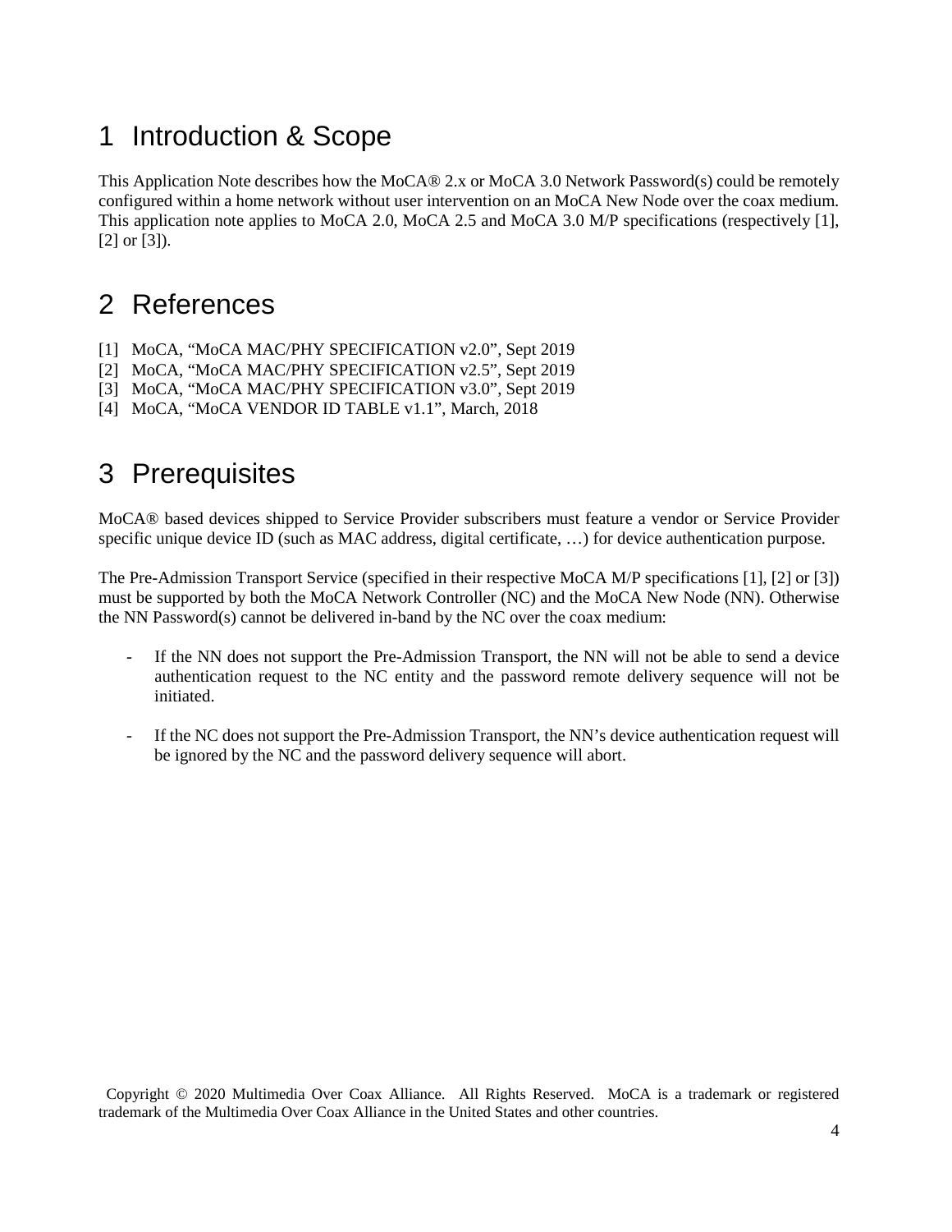# 1 Introduction & Scope

This Application Note describes how the MoCA® 2.x or MoCA 3.0 Network Password(s) could be remotely configured within a home network without user intervention on an MoCA New Node over the coax medium. This application note applies to MoCA 2.0, MoCA 2.5 and MoCA 3.0 M/P specifications (respectively [1], [2] or [3]).

# 2 References

[1] MoCA, "MoCA MAC/PHY SPECIFICATION v2.0", Sept 2019
[2] MoCA, "MoCA MAC/PHY SPECIFICATION v2.5", Sept 2019
[3] MoCA, "MoCA MAC/PHY SPECIFICATION v3.0", Sept 2019
[4] MoCA, "MoCA VENDOR ID TABLE v1.1", March, 2018

# 3 Prerequisites

MoCA® based devices shipped to Service Provider subscribers must feature a vendor or Service Provider specific unique device ID (such as MAC address, digital certificate, …) for device authentication purpose.

The Pre-Admission Transport Service (specified in their respective MoCA M/P specifications [1], [2] or [3]) must be supported by both the MoCA Network Controller (NC) and the MoCA New Node (NN). Otherwise the NN Password(s) cannot be delivered in-band by the NC over the coax medium:

- If the NN does not support the Pre-Admission Transport, the NN will not be able to send a device authentication request to the NC entity and the password remote delivery sequence will not be initiated.

- If the NC does not support the Pre-Admission Transport, the NN's device authentication request will be ignored by the NC and the password delivery sequence will abort.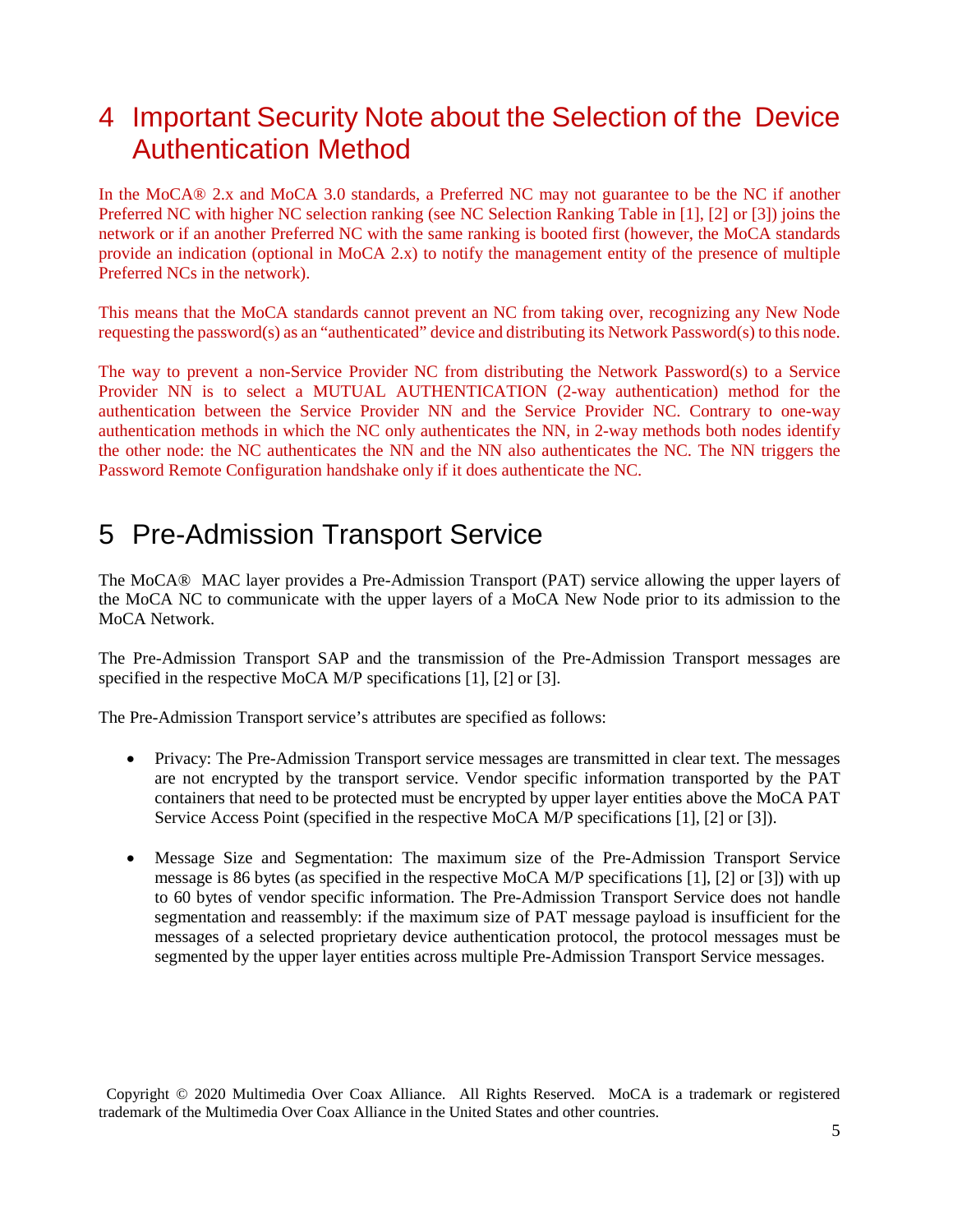# 4 Important Security Note about the Selection of the Device Authentication Method

In the MoCA® 2.x and MoCA 3.0 standards, a Preferred NC may not guarantee to be the NC if another Preferred NC with higher NC selection ranking (see NC Selection Ranking Table in [1], [2] or [3]) joins the network or if an another Preferred NC with the same ranking is booted first (however, the MoCA standards provide an indication (optional in MoCA 2.x) to notify the management entity of the presence of multiple Preferred NCs in the network).

This means that the MoCA standards cannot prevent an NC from taking over, recognizing any New Node requesting the password(s) as an "authenticated" device and distributing its Network Password(s) to this node.

The way to prevent a non-Service Provider NC from distributing the Network Password(s) to a Service Provider NN is to select a MUTUAL AUTHENTICATION (2-way authentication) method for the authentication between the Service Provider NN and the Service Provider NC. Contrary to one-way authentication methods in which the NC only authenticates the NN, in 2-way methods both nodes identify the other node: the NC authenticates the NN and the NN also authenticates the NC. The NN triggers the Password Remote Configuration handshake only if it does authenticate the NC.

# 5 Pre-Admission Transport Service

The MoCA® MAC layer provides a Pre-Admission Transport (PAT) service allowing the upper layers of the MoCA NC to communicate with the upper layers of a MoCA New Node prior to its admission to the MoCA Network.

The Pre-Admission Transport SAP and the transmission of the Pre-Admission Transport messages are specified in the respective MoCA M/P specifications [1], [2] or [3].

The Pre-Admission Transport service's attributes are specified as follows:

- Privacy: The Pre-Admission Transport service messages are transmitted in clear text. The messages are not encrypted by the transport service. Vendor specific information transported by the PAT containers that need to be protected must be encrypted by upper layer entities above the MoCA PAT Service Access Point (specified in the respective MoCA M/P specifications [1], [2] or [3]).

- Message Size and Segmentation: The maximum size of the Pre-Admission Transport Service message is 86 bytes (as specified in the respective MoCA M/P specifications [1], [2] or [3]) with up to 60 bytes of vendor specific information. The Pre-Admission Transport Service does not handle segmentation and reassembly: if the maximum size of PAT message payload is insufficient for the messages of a selected proprietary device authentication protocol, the protocol messages must be segmented by the upper layer entities across multiple Pre-Admission Transport Service messages.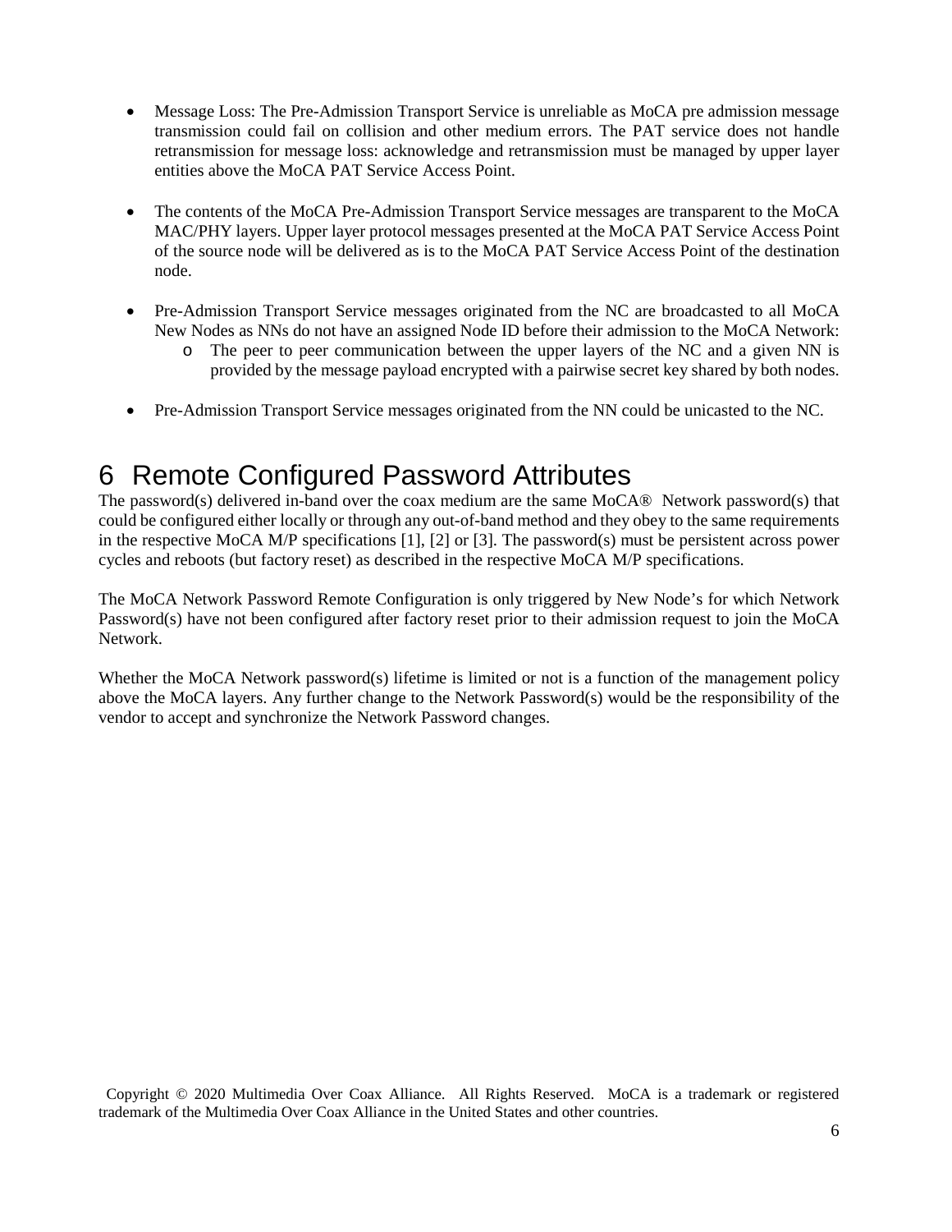- Message Loss: The Pre-Admission Transport Service is unreliable as MoCA pre admission message transmission could fail on collision and other medium errors. The PAT service does not handle retransmission for message loss: acknowledge and retransmission must be managed by upper layer entities above the MoCA PAT Service Access Point.

- The contents of the MoCA Pre-Admission Transport Service messages are transparent to the MoCA MAC/PHY layers. Upper layer protocol messages presented at the MoCA PAT Service Access Point of the source node will be delivered as is to the MoCA PAT Service Access Point of the destination node.

- Pre-Admission Transport Service messages originated from the NC are broadcasted to all MoCA New Nodes as NNs do not have an assigned Node ID before their admission to the MoCA Network:
  - The peer to peer communication between the upper layers of the NC and a given NN is provided by the message payload encrypted with a pairwise secret key shared by both nodes.

- Pre-Admission Transport Service messages originated from the NN could be unicasted to the NC.

# 6 Remote Configured Password Attributes

The password(s) delivered in-band over the coax medium are the same MoCA® Network password(s) that could be configured either locally or through any out-of-band method and they obey to the same requirements in the respective MoCA M/P specifications [1], [2] or [3]. The password(s) must be persistent across power cycles and reboots (but factory reset) as described in the respective MoCA M/P specifications.

The MoCA Network Password Remote Configuration is only triggered by New Node's for which Network Password(s) have not been configured after factory reset prior to their admission request to join the MoCA Network.

Whether the MoCA Network password(s) lifetime is limited or not is a function of the management policy above the MoCA layers. Any further change to the Network Password(s) would be the responsibility of the vendor to accept and synchronize the Network Password changes.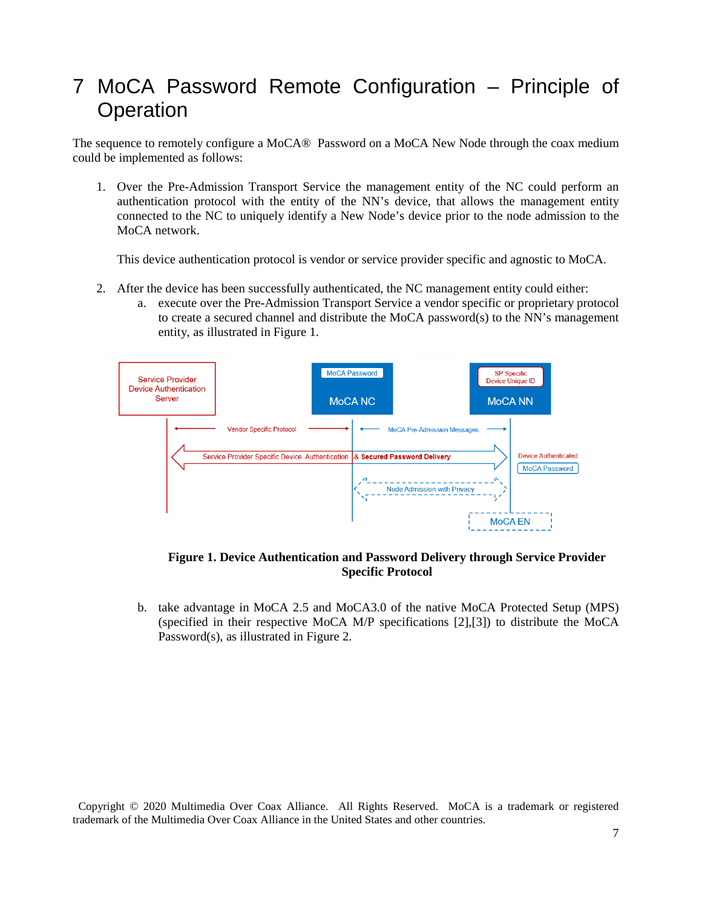# 7 MoCA Password Remote Configuration – Principle of Operation

The sequence to remotely configure a MoCA® Password on a MoCA New Node through the coax medium could be implemented as follows:

1. Over the Pre-Admission Transport Service the management entity of the NC could perform an authentication protocol with the entity of the NN's device, that allows the management entity connected to the NC to uniquely identify a New Node's device prior to the node admission to the MoCA network.

   This device authentication protocol is vendor or service provider specific and agnostic to MoCA.

2. After the device has been successfully authenticated, the NC management entity could either:
   a. execute over the Pre-Admission Transport Service a vendor specific or proprietary protocol to create a secured channel and distribute the MoCA password(s) to the NN's management entity, as illustrated in Figure 1.

**Figure 1. Device Authentication and Password Delivery through Service Provider Specific Protocol**

   b. take advantage in MoCA 2.5 and MoCA3.0 of the native MoCA Protected Setup (MPS) (specified in their respective MoCA M/P specifications [2],[3]) to distribute the MoCA Password(s), as illustrated in Figure 2.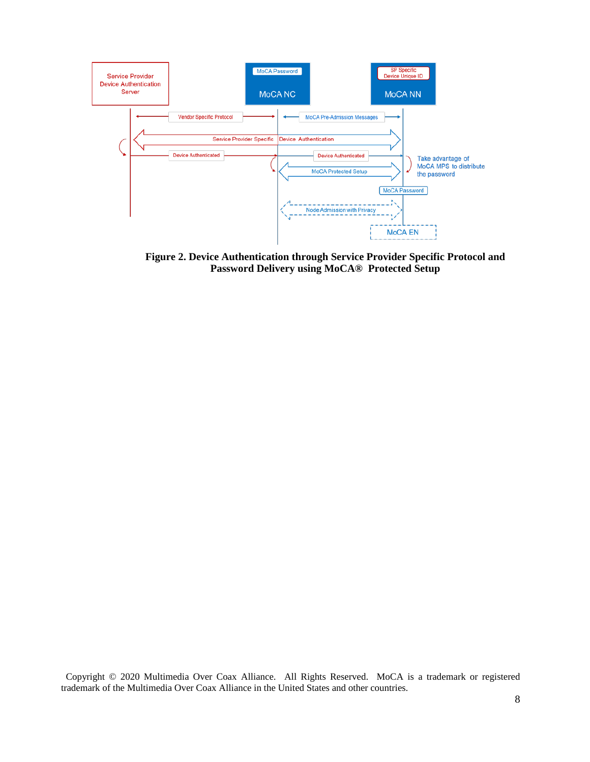**Figure 2. Device Authentication through Service Provider Specific Protocol and Password Delivery using MoCA® Protected Setup**

Copyright © 2020 Multimedia Over Coax Alliance. All Rights Reserved. MoCA is a trademark or registered trademark of the Multimedia Over Coax Alliance in the United States and other countries.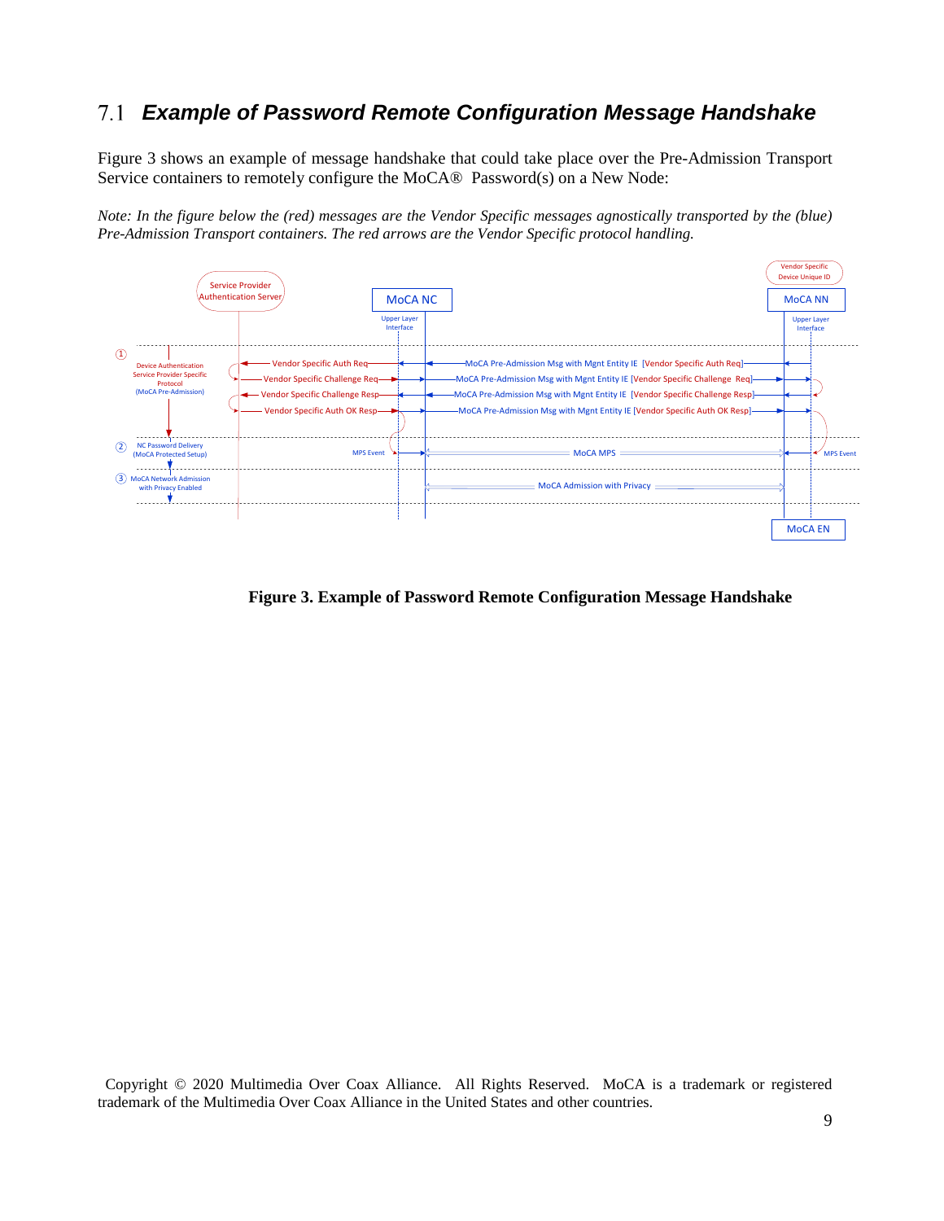## 7.1 *Example of Password Remote Configuration Message Handshake*

Figure 3 shows an example of message handshake that could take place over the Pre-Admission Transport Service containers to remotely configure the MoCA® Password(s) on a New Node:

*Note: In the figure below the (red) messages are the Vendor Specific messages agnostically transported by the (blue) Pre-Admission Transport containers. The red arrows are the Vendor Specific protocol handling.*

Service Provider Authentication Server
MoCA NC
Upper Layer Interface
Vendor Specific Device Unique ID
MoCA NN
Upper Layer Interface

① Device Authentication Service Provider Specific Protocol (MoCA Pre-Admission)
Vendor Specific Auth Req
MoCA Pre-Admission Msg with Mgnt Entity IE [Vendor Specific Auth Req]
Vendor Specific Challenge Req
MoCA Pre-Admission Msg with Mgnt Entity IE [Vendor Specific Challenge Req]
Vendor Specific Challenge Resp
MoCA Pre-Admission Msg with Mgnt Entity IE [Vendor Specific Challenge Resp]
Vendor Specific Auth OK Resp
MoCA Pre-Admission Msg with Mgnt Entity IE [Vendor Specific Auth OK Resp]

② NC Password Delivery (MoCA Protected Setup)
MPS Event
MoCA MPS
MPS Event

③ MoCA Network Admission with Privacy Enabled
MoCA Admission with Privacy

MoCA EN

**Figure 3. Example of Password Remote Configuration Message Handshake**